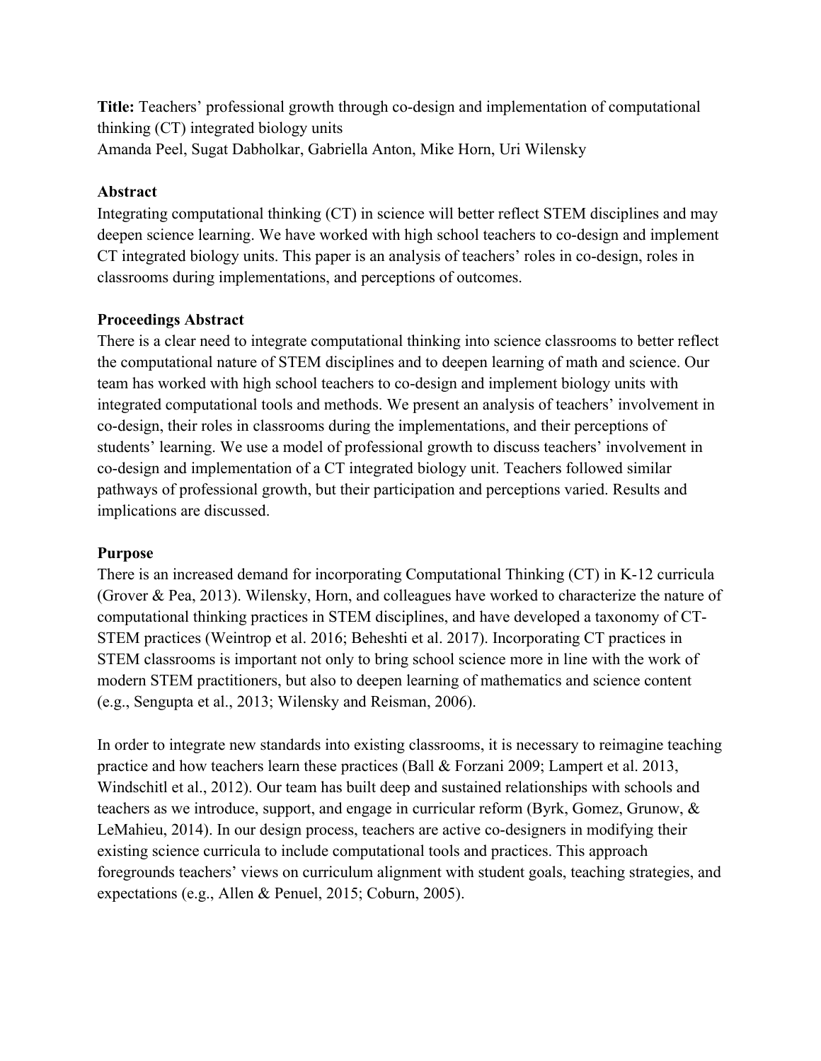**Title:** Teachers' professional growth through co-design and implementation of computational thinking (CT) integrated biology units

Amanda Peel, Sugat Dabholkar, Gabriella Anton, Mike Horn, Uri Wilensky

## Abstract

Integrating computational thinking (CT) in science will better reflect STEM disciplines and may deepen science learning. We have worked with high school teachers to co-design and implement CT integrated biology units. This paper is an analysis of teachers' roles in co-design, roles in classrooms during implementations, and perceptions of outcomes.

## Proceedings Abstract

There is a clear need to integrate computational thinking into science classrooms to better reflect the computational nature of STEM disciplines and to deepen learning of math and science. Our team has worked with high school teachers to co-design and implement biology units with integrated computational tools and methods. We present an analysis of teachers' involvement in co-design, their roles in classrooms during the implementations, and their perceptions of students' learning. We use a model of professional growth to discuss teachers' involvement in co-design and implementation of a CT integrated biology unit. Teachers followed similar pathways of professional growth, but their participation and perceptions varied. Results and implications are discussed.

## Purpose

There is an increased demand for incorporating Computational Thinking (CT) in K-12 curricula (Grover & Pea, 2013). Wilensky, Horn, and colleagues have worked to characterize the nature of computational thinking practices in STEM disciplines, and have developed a taxonomy of CT-STEM practices (Weintrop et al. 2016; Beheshti et al. 2017). Incorporating CT practices in STEM classrooms is important not only to bring school science more in line with the work of modern STEM practitioners, but also to deepen learning of mathematics and science content (e.g., Sengupta et al., 2013; Wilensky and Reisman, 2006).

In order to integrate new standards into existing classrooms, it is necessary to reimagine teaching practice and how teachers learn these practices (Ball & Forzani 2009; Lampert et al. 2013, Windschitl et al., 2012). Our team has built deep and sustained relationships with schools and teachers as we introduce, support, and engage in curricular reform (Byrk, Gomez, Grunow, & LeMahieu, 2014). In our design process, teachers are active co-designers in modifying their existing science curricula to include computational tools and practices. This approach foregrounds teachers' views on curriculum alignment with student goals, teaching strategies, and expectations (e.g., Allen & Penuel, 2015; Coburn, 2005).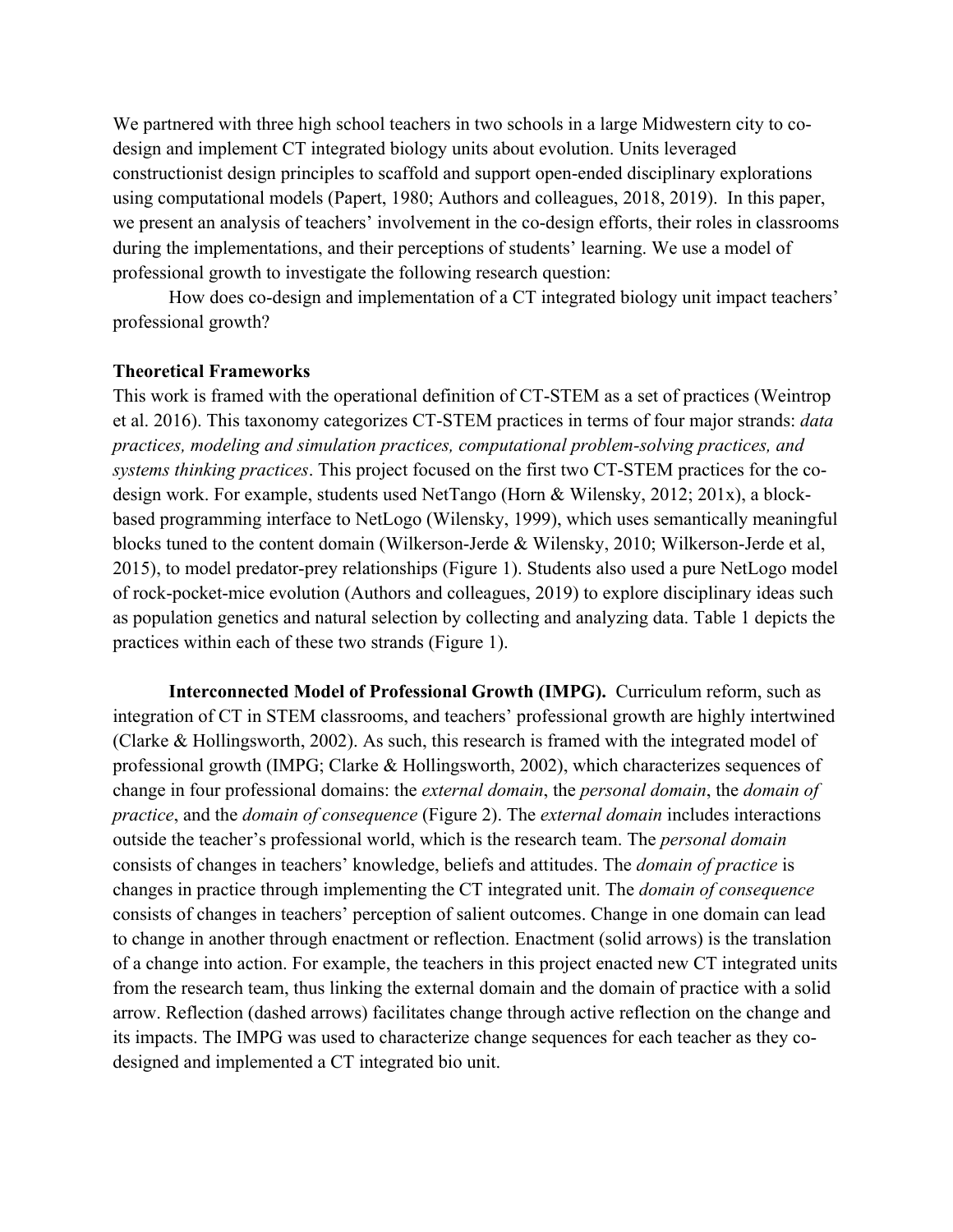We partnered with three high school teachers in two schools in a large Midwestern city to co-design and implement CT integrated biology units about evolution. Units leveraged constructionist design principles to scaffold and support open-ended disciplinary explorations using computational models (Papert, 1980; Authors and colleagues, 2018, 2019). In this paper, we present an analysis of teachers' involvement in the co-design efforts, their roles in classrooms during the implementations, and their perceptions of students' learning. We use a model of professional growth to investigate the following research question:

How does co-design and implementation of a CT integrated biology unit impact teachers' professional growth?

**Theoretical Frameworks**

This work is framed with the operational definition of CT-STEM as a set of practices (Weintrop et al. 2016). This taxonomy categorizes CT-STEM practices in terms of four major strands: *data practices, modeling and simulation practices, computational problem-solving practices, and systems thinking practices*. This project focused on the first two CT-STEM practices for the co-design work. For example, students used NetTango (Horn & Wilensky, 2012; 201x), a block-based programming interface to NetLogo (Wilensky, 1999), which uses semantically meaningful blocks tuned to the content domain (Wilkerson-Jerde & Wilensky, 2010; Wilkerson-Jerde et al, 2015), to model predator-prey relationships (Figure 1). Students also used a pure NetLogo model of rock-pocket-mice evolution (Authors and colleagues, 2019) to explore disciplinary ideas such as population genetics and natural selection by collecting and analyzing data. Table 1 depicts the practices within each of these two strands (Figure 1).

**Interconnected Model of Professional Growth (IMPG).** Curriculum reform, such as integration of CT in STEM classrooms, and teachers' professional growth are highly intertwined (Clarke & Hollingsworth, 2002). As such, this research is framed with the integrated model of professional growth (IMPG; Clarke & Hollingsworth, 2002), which characterizes sequences of change in four professional domains: the *external domain*, the *personal domain*, the *domain of practice*, and the *domain of consequence* (Figure 2). The *external domain* includes interactions outside the teacher's professional world, which is the research team. The *personal domain* consists of changes in teachers' knowledge, beliefs and attitudes. The *domain of practice* is changes in practice through implementing the CT integrated unit. The *domain of consequence* consists of changes in teachers' perception of salient outcomes. Change in one domain can lead to change in another through enactment or reflection. Enactment (solid arrows) is the translation of a change into action. For example, the teachers in this project enacted new CT integrated units from the research team, thus linking the external domain and the domain of practice with a solid arrow. Reflection (dashed arrows) facilitates change through active reflection on the change and its impacts. The IMPG was used to characterize change sequences for each teacher as they co-designed and implemented a CT integrated bio unit.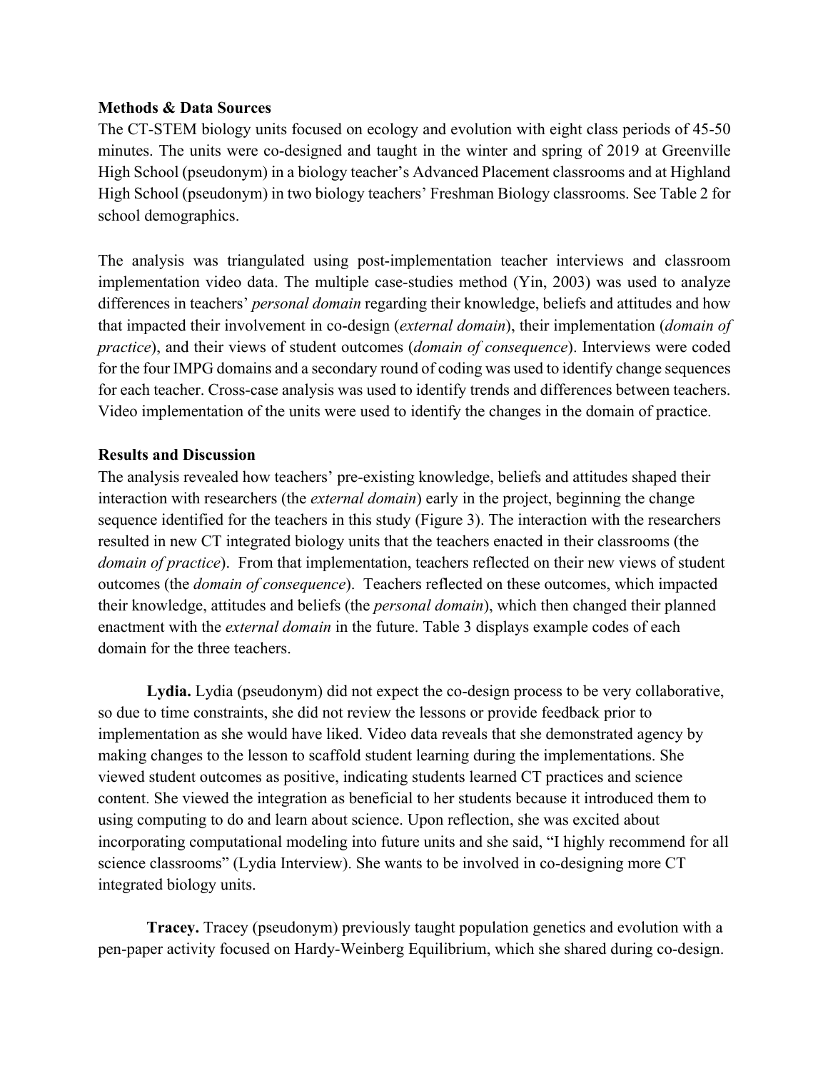**Methods & Data Sources**

The CT-STEM biology units focused on ecology and evolution with eight class periods of 45-50 minutes. The units were co-designed and taught in the winter and spring of 2019 at Greenville High School (pseudonym) in a biology teacher's Advanced Placement classrooms and at Highland High School (pseudonym) in two biology teachers' Freshman Biology classrooms. See Table 2 for school demographics.

The analysis was triangulated using post-implementation teacher interviews and classroom implementation video data. The multiple case-studies method (Yin, 2003) was used to analyze differences in teachers' *personal domain* regarding their knowledge, beliefs and attitudes and how that impacted their involvement in co-design (*external domain*), their implementation (*domain of practice*), and their views of student outcomes (*domain of consequence*). Interviews were coded for the four IMPG domains and a secondary round of coding was used to identify change sequences for each teacher. Cross-case analysis was used to identify trends and differences between teachers. Video implementation of the units were used to identify the changes in the domain of practice.

**Results and Discussion**

The analysis revealed how teachers' pre-existing knowledge, beliefs and attitudes shaped their interaction with researchers (the *external domain*) early in the project, beginning the change sequence identified for the teachers in this study (Figure 3). The interaction with the researchers resulted in new CT integrated biology units that the teachers enacted in their classrooms (the *domain of practice*). From that implementation, teachers reflected on their new views of student outcomes (the *domain of consequence*). Teachers reflected on these outcomes, which impacted their knowledge, attitudes and beliefs (the *personal domain*), which then changed their planned enactment with the *external domain* in the future. Table 3 displays example codes of each domain for the three teachers.

**Lydia.** Lydia (pseudonym) did not expect the co-design process to be very collaborative, so due to time constraints, she did not review the lessons or provide feedback prior to implementation as she would have liked. Video data reveals that she demonstrated agency by making changes to the lesson to scaffold student learning during the implementations. She viewed student outcomes as positive, indicating students learned CT practices and science content. She viewed the integration as beneficial to her students because it introduced them to using computing to do and learn about science. Upon reflection, she was excited about incorporating computational modeling into future units and she said, "I highly recommend for all science classrooms" (Lydia Interview). She wants to be involved in co-designing more CT integrated biology units.

**Tracey.** Tracey (pseudonym) previously taught population genetics and evolution with a pen-paper activity focused on Hardy-Weinberg Equilibrium, which she shared during co-design.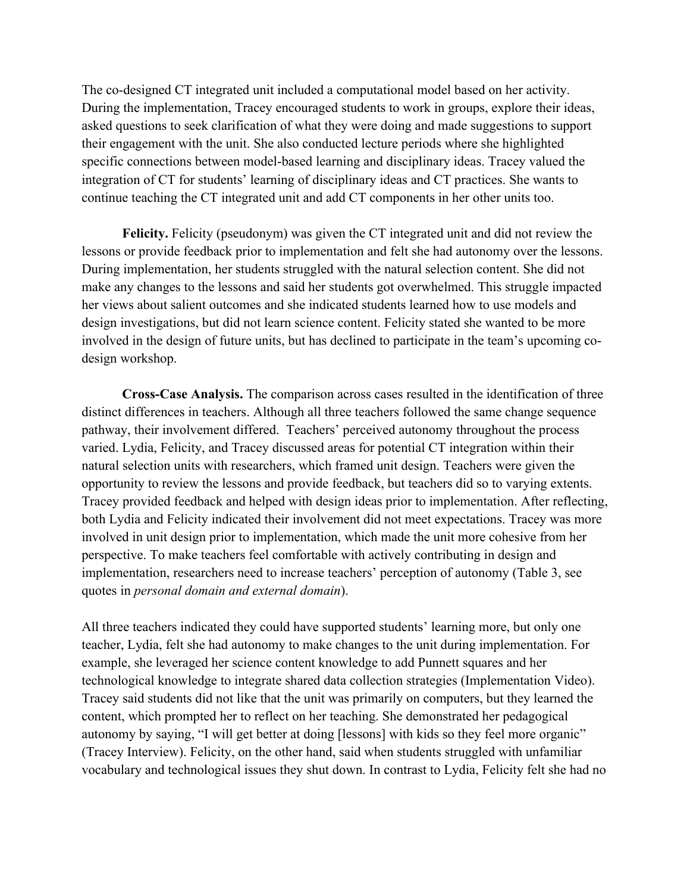The co-designed CT integrated unit included a computational model based on her activity. During the implementation, Tracey encouraged students to work in groups, explore their ideas, asked questions to seek clarification of what they were doing and made suggestions to support their engagement with the unit. She also conducted lecture periods where she highlighted specific connections between model-based learning and disciplinary ideas. Tracey valued the integration of CT for students' learning of disciplinary ideas and CT practices. She wants to continue teaching the CT integrated unit and add CT components in her other units too.

**Felicity.** Felicity (pseudonym) was given the CT integrated unit and did not review the lessons or provide feedback prior to implementation and felt she had autonomy over the lessons. During implementation, her students struggled with the natural selection content. She did not make any changes to the lessons and said her students got overwhelmed. This struggle impacted her views about salient outcomes and she indicated students learned how to use models and design investigations, but did not learn science content. Felicity stated she wanted to be more involved in the design of future units, but has declined to participate in the team's upcoming co-design workshop.

**Cross-Case Analysis.** The comparison across cases resulted in the identification of three distinct differences in teachers. Although all three teachers followed the same change sequence pathway, their involvement differed. Teachers' perceived autonomy throughout the process varied. Lydia, Felicity, and Tracey discussed areas for potential CT integration within their natural selection units with researchers, which framed unit design. Teachers were given the opportunity to review the lessons and provide feedback, but teachers did so to varying extents. Tracey provided feedback and helped with design ideas prior to implementation. After reflecting, both Lydia and Felicity indicated their involvement did not meet expectations. Tracey was more involved in unit design prior to implementation, which made the unit more cohesive from her perspective. To make teachers feel comfortable with actively contributing in design and implementation, researchers need to increase teachers' perception of autonomy (Table 3, see quotes in *personal domain and external domain*).

All three teachers indicated they could have supported students' learning more, but only one teacher, Lydia, felt she had autonomy to make changes to the unit during implementation. For example, she leveraged her science content knowledge to add Punnett squares and her technological knowledge to integrate shared data collection strategies (Implementation Video). Tracey said students did not like that the unit was primarily on computers, but they learned the content, which prompted her to reflect on her teaching. She demonstrated her pedagogical autonomy by saying, "I will get better at doing [lessons] with kids so they feel more organic" (Tracey Interview). Felicity, on the other hand, said when students struggled with unfamiliar vocabulary and technological issues they shut down. In contrast to Lydia, Felicity felt she had no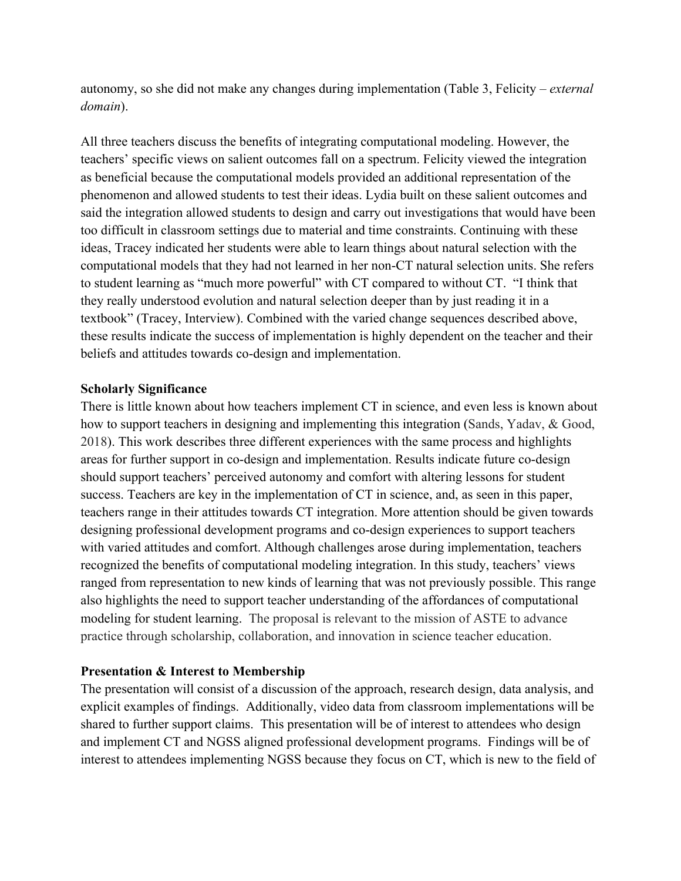autonomy, so she did not make any changes during implementation (Table 3, Felicity – *external domain*).

All three teachers discuss the benefits of integrating computational modeling. However, the teachers' specific views on salient outcomes fall on a spectrum. Felicity viewed the integration as beneficial because the computational models provided an additional representation of the phenomenon and allowed students to test their ideas. Lydia built on these salient outcomes and said the integration allowed students to design and carry out investigations that would have been too difficult in classroom settings due to material and time constraints. Continuing with these ideas, Tracey indicated her students were able to learn things about natural selection with the computational models that they had not learned in her non-CT natural selection units. She refers to student learning as "much more powerful" with CT compared to without CT. "I think that they really understood evolution and natural selection deeper than by just reading it in a textbook" (Tracey, Interview). Combined with the varied change sequences described above, these results indicate the success of implementation is highly dependent on the teacher and their beliefs and attitudes towards co-design and implementation.

**Scholarly Significance**

There is little known about how teachers implement CT in science, and even less is known about how to support teachers in designing and implementing this integration (Sands, Yadav, & Good, 2018). This work describes three different experiences with the same process and highlights areas for further support in co-design and implementation. Results indicate future co-design should support teachers' perceived autonomy and comfort with altering lessons for student success. Teachers are key in the implementation of CT in science, and, as seen in this paper, teachers range in their attitudes towards CT integration. More attention should be given towards designing professional development programs and co-design experiences to support teachers with varied attitudes and comfort. Although challenges arose during implementation, teachers recognized the benefits of computational modeling integration. In this study, teachers' views ranged from representation to new kinds of learning that was not previously possible. This range also highlights the need to support teacher understanding of the affordances of computational modeling for student learning. The proposal is relevant to the mission of ASTE to advance practice through scholarship, collaboration, and innovation in science teacher education.

**Presentation & Interest to Membership**

The presentation will consist of a discussion of the approach, research design, data analysis, and explicit examples of findings. Additionally, video data from classroom implementations will be shared to further support claims. This presentation will be of interest to attendees who design and implement CT and NGSS aligned professional development programs. Findings will be of interest to attendees implementing NGSS because they focus on CT, which is new to the field of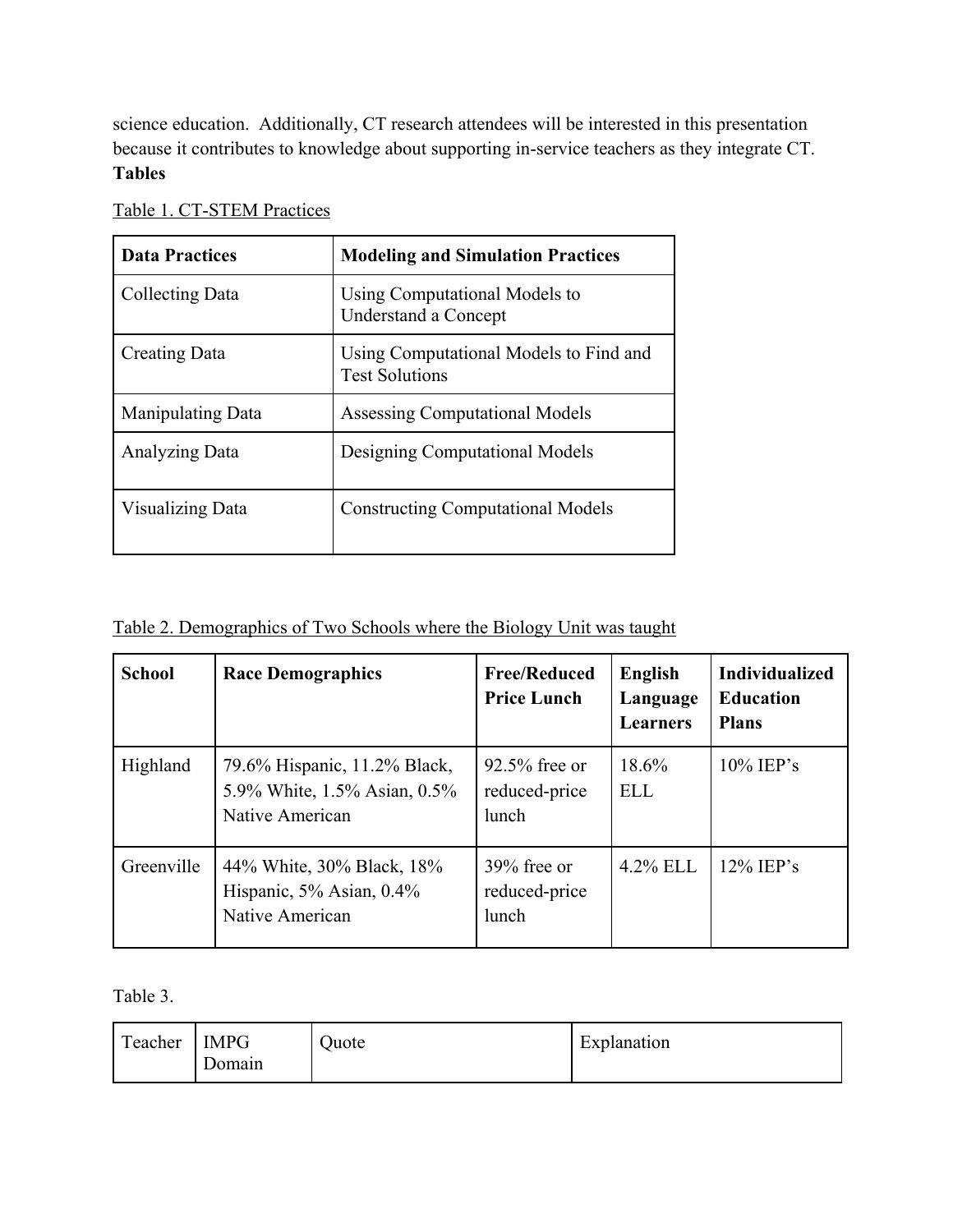science education. Additionally, CT research attendees will be interested in this presentation because it contributes to knowledge about supporting in-service teachers as they integrate CT.

**Tables**

Table 1. CT-STEM Practices

| **Data Practices** | **Modeling and Simulation Practices** |
|---|---|
| Collecting Data | Using Computational Models to Understand a Concept |
| Creating Data | Using Computational Models to Find and Test Solutions |
| Manipulating Data | Assessing Computational Models |
| Analyzing Data | Designing Computational Models |
| Visualizing Data | Constructing Computational Models |

Table 2. Demographics of Two Schools where the Biology Unit was taught

| **School** | **Race Demographics** | **Free/Reduced Price Lunch** | **English Language Learners** | **Individualized Education Plans** |
|---|---|---|---|---|
| Highland | 79.6% Hispanic, 11.2% Black, 5.9% White, 1.5% Asian, 0.5% Native American | 92.5% free or reduced-price lunch | 18.6% ELL | 10% IEP's |
| Greenville | 44% White, 30% Black, 18% Hispanic, 5% Asian, 0.4% Native American | 39% free or reduced-price lunch | 4.2% ELL | 12% IEP's |

Table 3.

| Teacher | IMPG Domain | Quote | Explanation |
|---|---|---|---|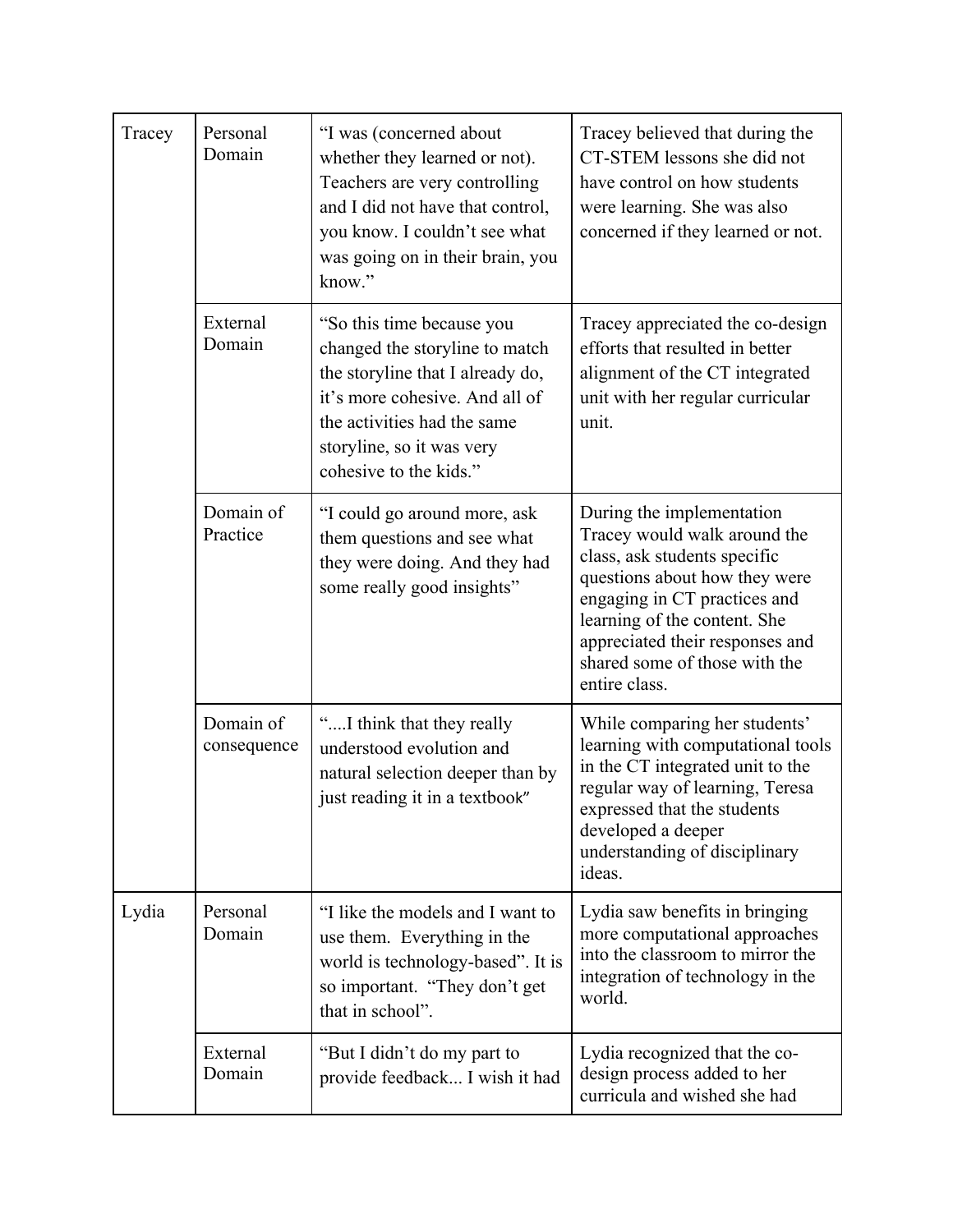| Tracey | Personal Domain | "I was (concerned about whether they learned or not). Teachers are very controlling and I did not have that control, you know. I couldn't see what was going on in their brain, you know." | Tracey believed that during the CT-STEM lessons she did not have control on how students were learning. She was also concerned if they learned or not. |
|---|---|---|---|
| | External Domain | "So this time because you changed the storyline to match the storyline that I already do, it's more cohesive. And all of the activities had the same storyline, so it was very cohesive to the kids." | Tracey appreciated the co-design efforts that resulted in better alignment of the CT integrated unit with her regular curricular unit. |
| | Domain of Practice | "I could go around more, ask them questions and see what they were doing. And they had some really good insights" | During the implementation Tracey would walk around the class, ask students specific questions about how they were engaging in CT practices and learning of the content. She appreciated their responses and shared some of those with the entire class. |
| | Domain of consequence | "....I think that they really understood evolution and natural selection deeper than by just reading it in a textbook" | While comparing her students' learning with computational tools in the CT integrated unit to the regular way of learning, Teresa expressed that the students developed a deeper understanding of disciplinary ideas. |
| Lydia | Personal Domain | "I like the models and I want to use them. Everything in the world is technology-based". It is so important. "They don't get that in school". | Lydia saw benefits in bringing more computational approaches into the classroom to mirror the integration of technology in the world. |
| | External Domain | "But I didn't do my part to provide feedback... I wish it had | Lydia recognized that the co-design process added to her curricula and wished she had |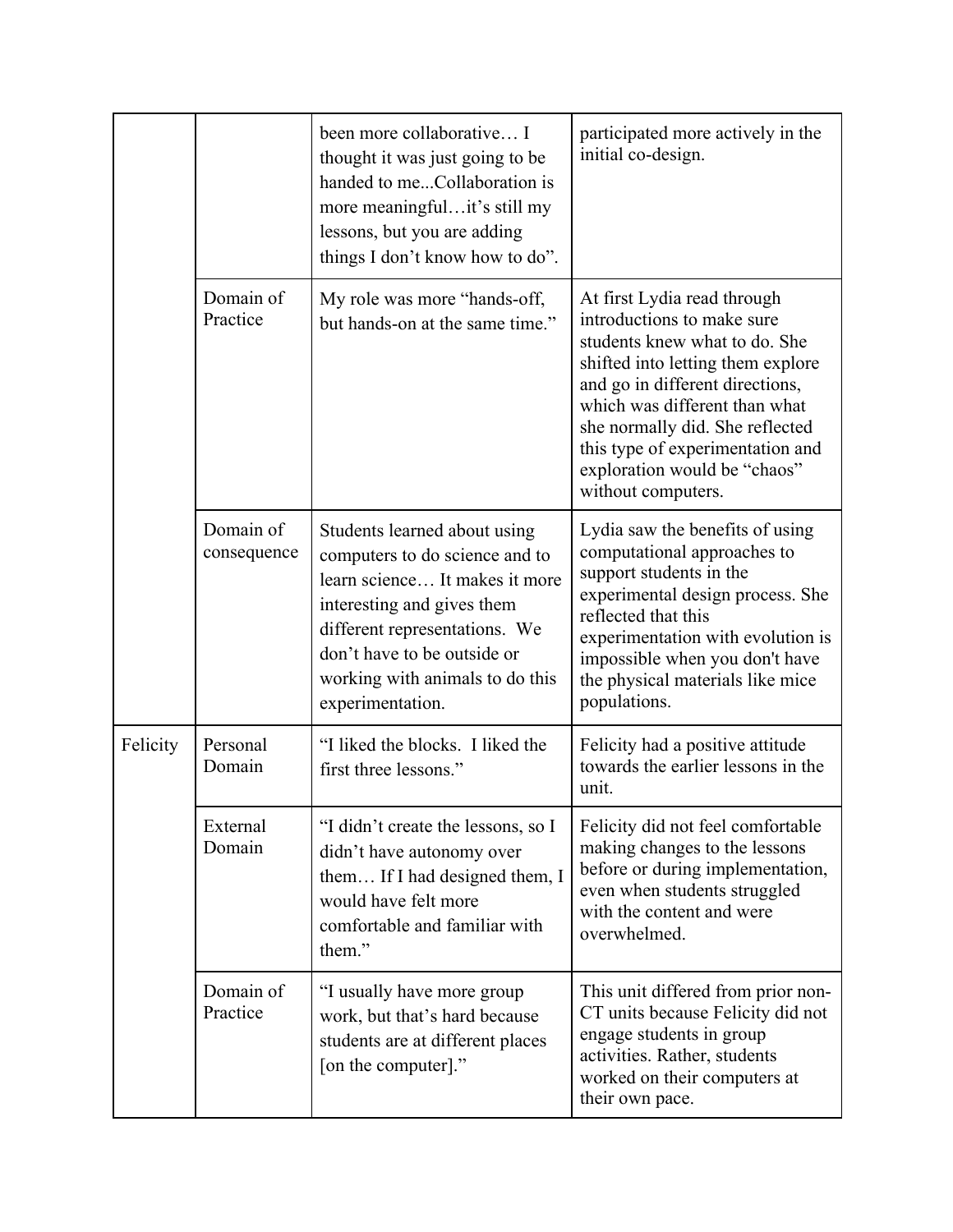| | | | |
|---|---|---|---|
| | | been more collaborative… I thought it was just going to be handed to me...Collaboration is more meaningful…it's still my lessons, but you are adding things I don't know how to do". | participated more actively in the initial co-design. |
| | Domain of Practice | My role was more "hands-off, but hands-on at the same time." | At first Lydia read through introductions to make sure students knew what to do. She shifted into letting them explore and go in different directions, which was different than what she normally did. She reflected this type of experimentation and exploration would be "chaos" without computers. |
| | Domain of consequence | Students learned about using computers to do science and to learn science… It makes it more interesting and gives them different representations. We don't have to be outside or working with animals to do this experimentation. | Lydia saw the benefits of using computational approaches to support students in the experimental design process. She reflected that this experimentation with evolution is impossible when you don't have the physical materials like mice populations. |
| Felicity | Personal Domain | "I liked the blocks. I liked the first three lessons." | Felicity had a positive attitude towards the earlier lessons in the unit. |
| | External Domain | "I didn't create the lessons, so I didn't have autonomy over them… If I had designed them, I would have felt more comfortable and familiar with them." | Felicity did not feel comfortable making changes to the lessons before or during implementation, even when students struggled with the content and were overwhelmed. |
| | Domain of Practice | "I usually have more group work, but that's hard because students are at different places [on the computer]." | This unit differed from prior non-CT units because Felicity did not engage students in group activities. Rather, students worked on their computers at their own pace. |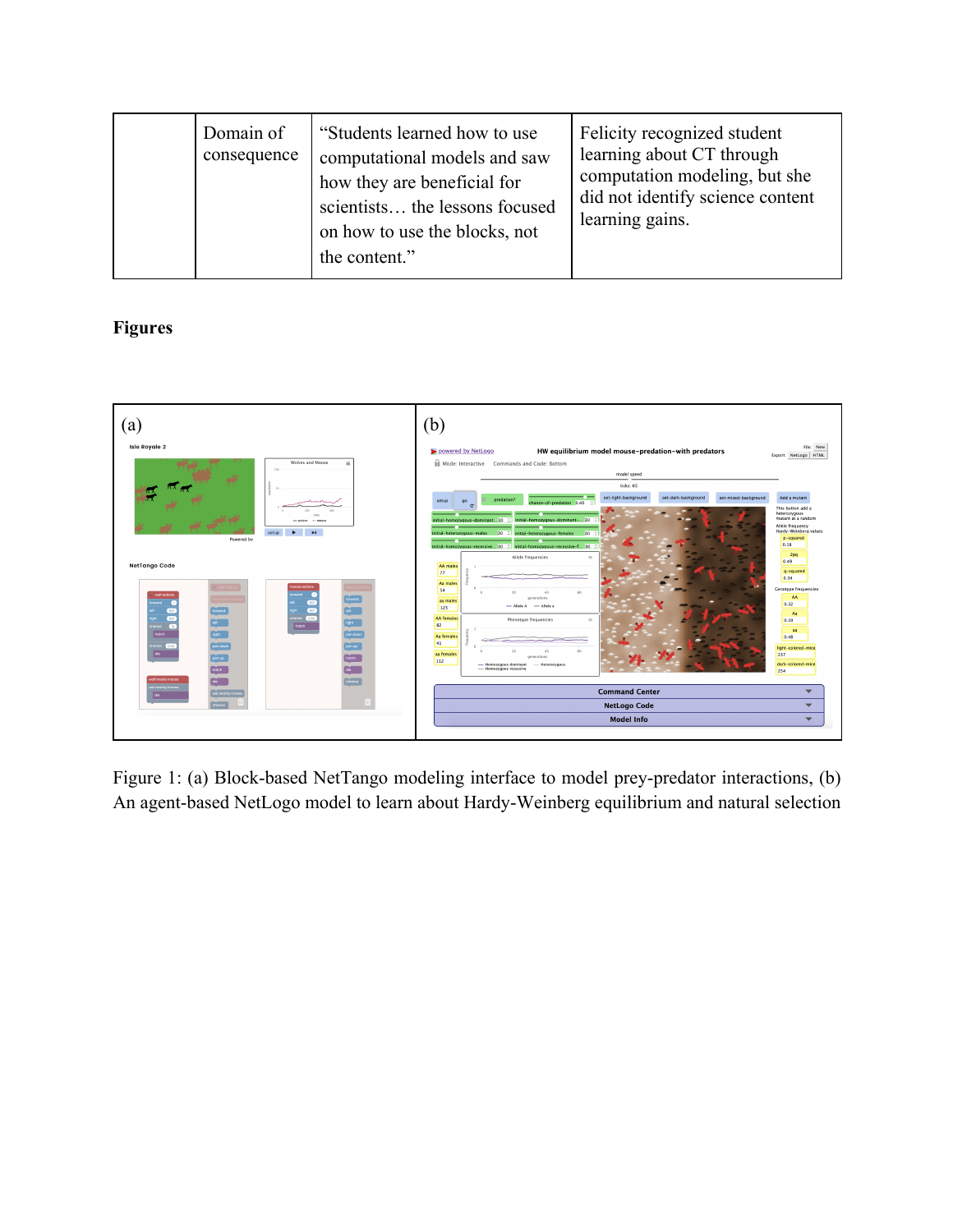|  | Domain of consequence | "Students learned how to use computational models and saw how they are beneficial for scientists… the lessons focused on how to use the blocks, not the content." | Felicity recognized student learning about CT through computation modeling, but she did not identify science content learning gains. |
|---|---|---|---|

## Figures

Figure 1: (a) Block-based NetTango modeling interface to model prey-predator interactions, (b) An agent-based NetLogo model to learn about Hardy-Weinberg equilibrium and natural selection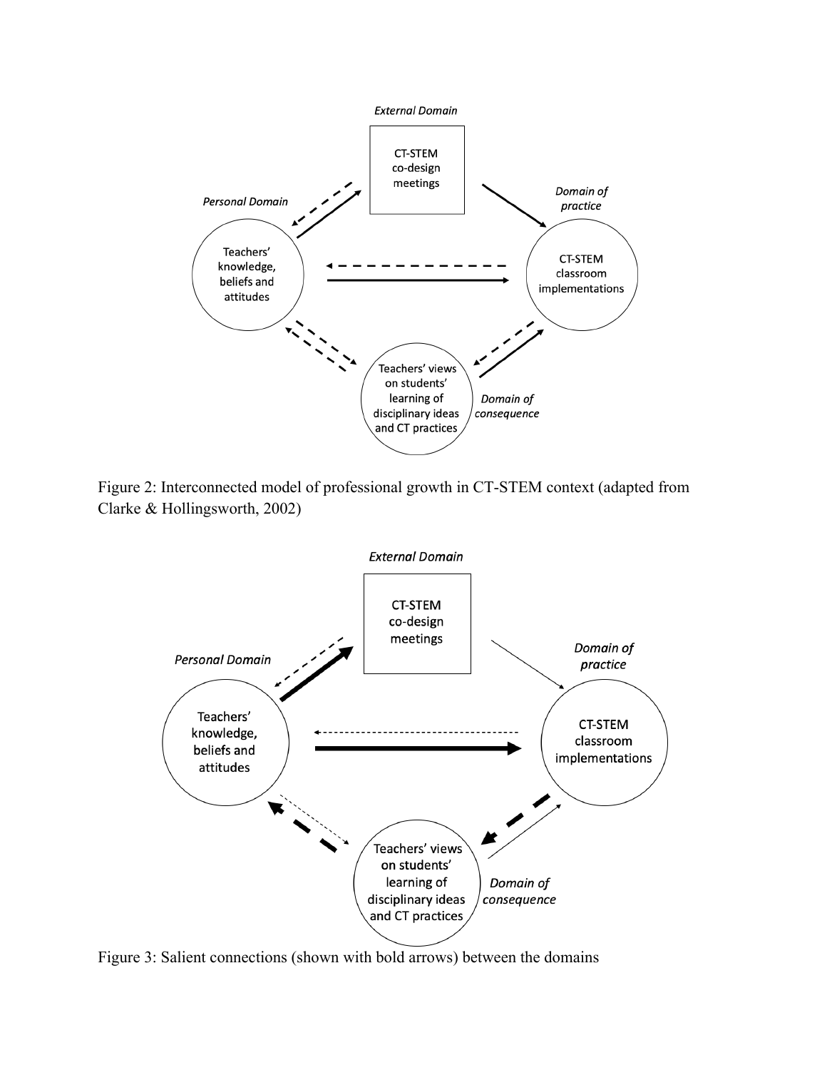Figure 2: Interconnected model of professional growth in CT-STEM context (adapted from Clarke & Hollingsworth, 2002)

Figure 3: Salient connections (shown with bold arrows) between the domains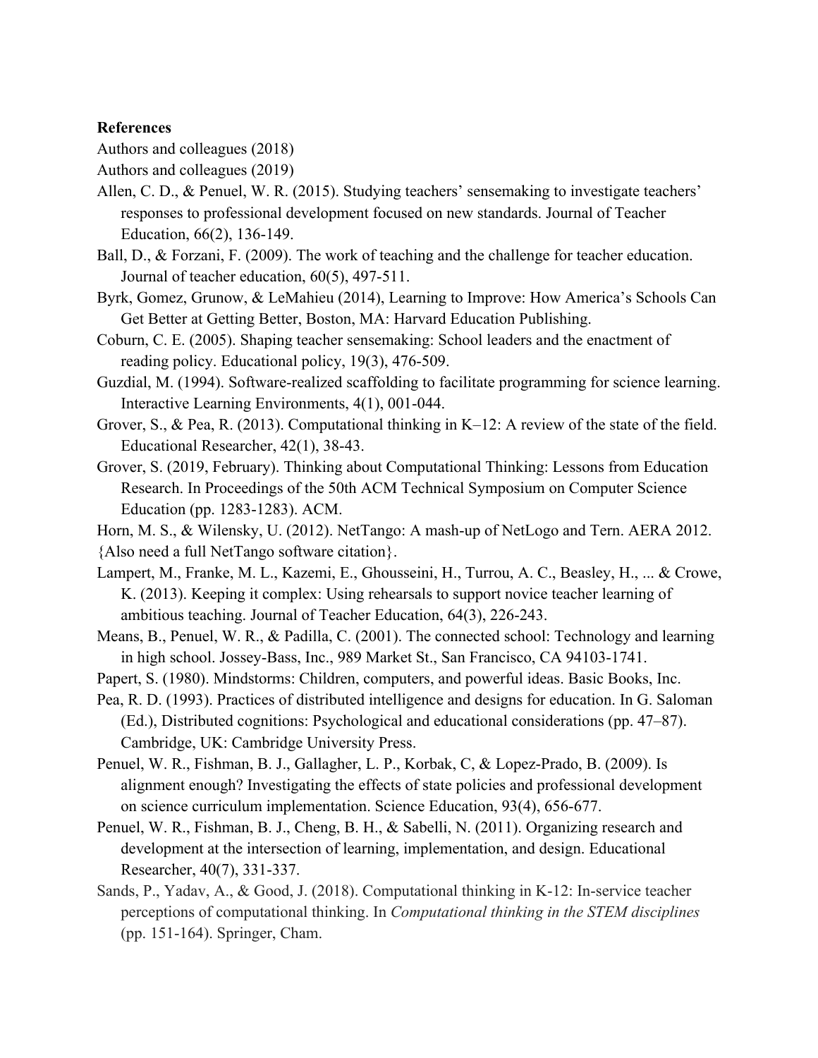**References**

Authors and colleagues (2018)

Authors and colleagues (2019)

Allen, C. D., & Penuel, W. R. (2015). Studying teachers' sensemaking to investigate teachers' responses to professional development focused on new standards. Journal of Teacher Education, 66(2), 136-149.

Ball, D., & Forzani, F. (2009). The work of teaching and the challenge for teacher education. Journal of teacher education, 60(5), 497-511.

Byrk, Gomez, Grunow, & LeMahieu (2014), Learning to Improve: How America's Schools Can Get Better at Getting Better, Boston, MA: Harvard Education Publishing.

Coburn, C. E. (2005). Shaping teacher sensemaking: School leaders and the enactment of reading policy. Educational policy, 19(3), 476-509.

Guzdial, M. (1994). Software-realized scaffolding to facilitate programming for science learning. Interactive Learning Environments, 4(1), 001-044.

Grover, S., & Pea, R. (2013). Computational thinking in K–12: A review of the state of the field. Educational Researcher, 42(1), 38-43.

Grover, S. (2019, February). Thinking about Computational Thinking: Lessons from Education Research. In Proceedings of the 50th ACM Technical Symposium on Computer Science Education (pp. 1283-1283). ACM.

Horn, M. S., & Wilensky, U. (2012). NetTango: A mash-up of NetLogo and Tern. AERA 2012.

{Also need a full NetTango software citation}.

Lampert, M., Franke, M. L., Kazemi, E., Ghousseini, H., Turrou, A. C., Beasley, H., ... & Crowe, K. (2013). Keeping it complex: Using rehearsals to support novice teacher learning of ambitious teaching. Journal of Teacher Education, 64(3), 226-243.

Means, B., Penuel, W. R., & Padilla, C. (2001). The connected school: Technology and learning in high school. Jossey-Bass, Inc., 989 Market St., San Francisco, CA 94103-1741.

Papert, S. (1980). Mindstorms: Children, computers, and powerful ideas. Basic Books, Inc.

Pea, R. D. (1993). Practices of distributed intelligence and designs for education. In G. Saloman (Ed.), Distributed cognitions: Psychological and educational considerations (pp. 47–87). Cambridge, UK: Cambridge University Press.

Penuel, W. R., Fishman, B. J., Gallagher, L. P., Korbak, C, & Lopez-Prado, B. (2009). Is alignment enough? Investigating the effects of state policies and professional development on science curriculum implementation. Science Education, 93(4), 656-677.

Penuel, W. R., Fishman, B. J., Cheng, B. H., & Sabelli, N. (2011). Organizing research and development at the intersection of learning, implementation, and design. Educational Researcher, 40(7), 331-337.

Sands, P., Yadav, A., & Good, J. (2018). Computational thinking in K-12: In-service teacher perceptions of computational thinking. In *Computational thinking in the STEM disciplines* (pp. 151-164). Springer, Cham.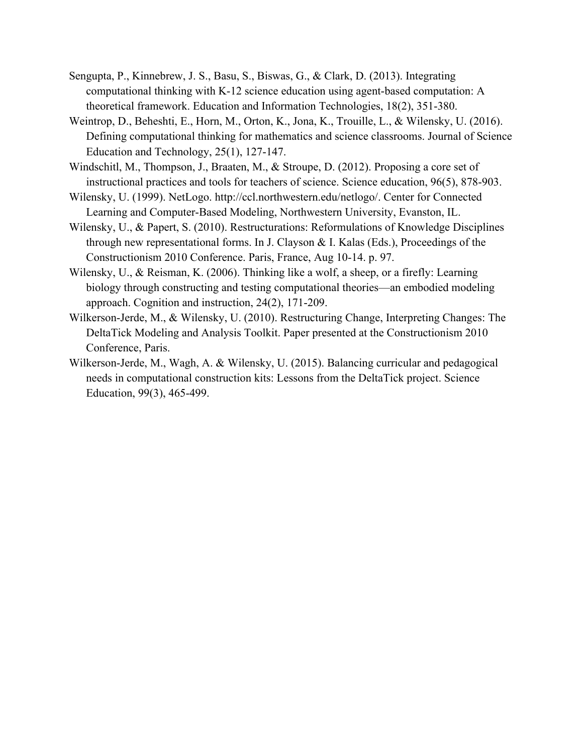Sengupta, P., Kinnebrew, J. S., Basu, S., Biswas, G., & Clark, D. (2013). Integrating computational thinking with K-12 science education using agent-based computation: A theoretical framework. Education and Information Technologies, 18(2), 351-380.

Weintrop, D., Beheshti, E., Horn, M., Orton, K., Jona, K., Trouille, L., & Wilensky, U. (2016). Defining computational thinking for mathematics and science classrooms. Journal of Science Education and Technology, 25(1), 127-147.

Windschitl, M., Thompson, J., Braaten, M., & Stroupe, D. (2012). Proposing a core set of instructional practices and tools for teachers of science. Science education, 96(5), 878-903.

Wilensky, U. (1999). NetLogo. http://ccl.northwestern.edu/netlogo/. Center for Connected Learning and Computer-Based Modeling, Northwestern University, Evanston, IL.

Wilensky, U., & Papert, S. (2010). Restructurations: Reformulations of Knowledge Disciplines through new representational forms. In J. Clayson & I. Kalas (Eds.), Proceedings of the Constructionism 2010 Conference. Paris, France, Aug 10-14. p. 97.

Wilensky, U., & Reisman, K. (2006). Thinking like a wolf, a sheep, or a firefly: Learning biology through constructing and testing computational theories—an embodied modeling approach. Cognition and instruction, 24(2), 171-209.

Wilkerson-Jerde, M., & Wilensky, U. (2010). Restructuring Change, Interpreting Changes: The DeltaTick Modeling and Analysis Toolkit. Paper presented at the Constructionism 2010 Conference, Paris.

Wilkerson-Jerde, M., Wagh, A. & Wilensky, U. (2015). Balancing curricular and pedagogical needs in computational construction kits: Lessons from the DeltaTick project. Science Education, 99(3), 465-499.